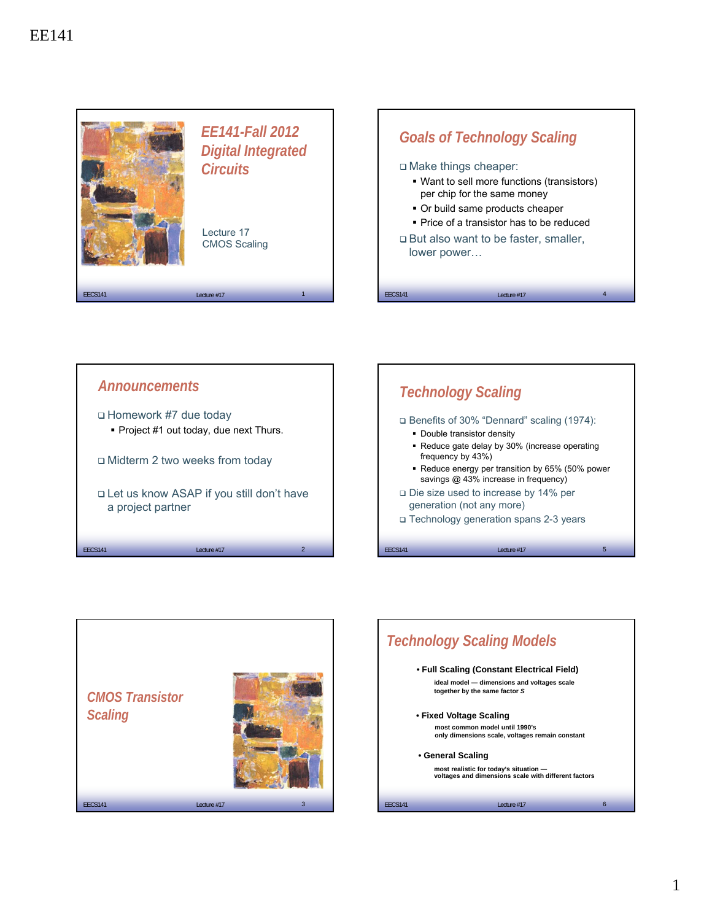# EE141-Fall 2012 Digital Integrated Circuits

Lecture 17
CMOS Scaling

## Announcements

- Homework #7 due today
  - Project #1 out today, due next Thurs.
- Midterm 2 two weeks from today
- Let us know ASAP if you still don't have a project partner

## CMOS Transistor Scaling

## Goals of Technology Scaling

- Make things cheaper:
  - Want to sell more functions (transistors) per chip for the same money
  - Or build same products cheaper
  - Price of a transistor has to be reduced
- But also want to be faster, smaller, lower power…

## Technology Scaling

- Benefits of 30% "Dennard" scaling (1974):
  - Double transistor density
  - Reduce gate delay by 30% (increase operating frequency by 43%)
  - Reduce energy per transition by 65% (50% power savings @ 43% increase in frequency)
- Die size used to increase by 14% per generation (not any more)
- Technology generation spans 2-3 years

## Technology Scaling Models

- **Full Scaling (Constant Electrical Field)**

  **ideal model — dimensions and voltages scale together by the same factor *S***

- **Fixed Voltage Scaling**

  **most common model until 1990's**
  **only dimensions scale, voltages remain constant**

- **General Scaling**

  **most realistic for today's situation — voltages and dimensions scale with different factors**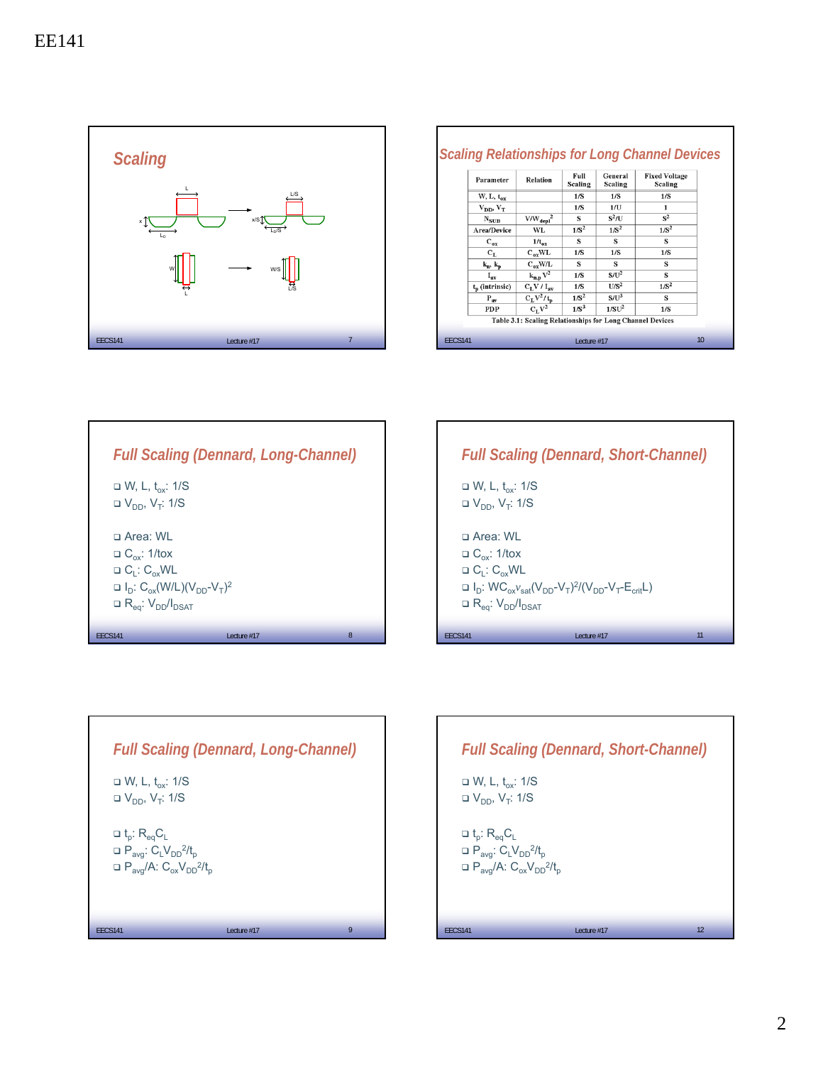## Scaling

## Scaling Relationships for Long Channel Devices

| Parameter | Relation | Full Scaling | General Scaling | Fixed Voltage Scaling |
|---|---|---|---|---|
| $W, L, t_{ox}$ | | $1/S$ | $1/S$ | $1/S$ |
| $V_{DD}, V_T$ | | $1/S$ | $1/U$ | $1$ |
| $N_{SUB}$ | $V/W_{depl}^2$ | $S$ | $S^2/U$ | $S^2$ |
| Area/Device | $WL$ | $1/S^2$ | $1/S^2$ | $1/S^2$ |
| $C_{ox}$ | $1/t_{ox}$ | $S$ | $S$ | $S$ |
| $C_L$ | $C_{ox}WL$ | $1/S$ | $1/S$ | $1/S$ |
| $k_n, k_p$ | $C_{ox}W/L$ | $S$ | $S$ | $S$ |
| $I_{av}$ | $k_{n,p}V^2$ | $1/S$ | $S/U^2$ | $S$ |
| $t_p$ (intrinsic) | $C_L V / I_{av}$ | $1/S$ | $U/S^2$ | $1/S^2$ |
| $P_{av}$ | $C_L V^2/t_p$ | $1/S^2$ | $S/U^3$ | $S$ |
| PDP | $C_L V^2$ | $1/S^3$ | $1/SU^2$ | $1/S$ |

Table 3.1: Scaling Relationships for Long Channel Devices

## Full Scaling (Dennard, Long-Channel)

- $W, L, t_{ox}$: $1/S$
- $V_{DD}, V_T$: $1/S$

- Area: $WL$
- $C_{ox}$: $1/tox$
- $C_L$: $C_{ox}WL$
- $I_D$: $C_{ox}(W/L)(V_{DD}-V_T)^2$
- $R_{eq}$: $V_{DD}/I_{DSAT}$

## Full Scaling (Dennard, Short-Channel)

- $W, L, t_{ox}$: $1/S$
- $V_{DD}, V_T$: $1/S$

- Area: $WL$
- $C_{ox}$: $1/tox$
- $C_L$: $C_{ox}WL$
- $I_D$: $WC_{ox}v_{sat}(V_{DD}-V_T)^2/(V_{DD}-V_T-E_{crit}L)$
- $R_{eq}$: $V_{DD}/I_{DSAT}$

## Full Scaling (Dennard, Long-Channel)

- $W, L, t_{ox}$: $1/S$
- $V_{DD}, V_T$: $1/S$

- $t_p$: $R_{eq}C_L$
- $P_{avg}$: $C_L V_{DD}^2/t_p$
- $P_{avg}/A$: $C_{ox}V_{DD}^2/t_p$

## Full Scaling (Dennard, Short-Channel)

- $W, L, t_{ox}$: $1/S$
- $V_{DD}, V_T$: $1/S$

- $t_p$: $R_{eq}C_L$
- $P_{avg}$: $C_L V_{DD}^2/t_p$
- $P_{avg}/A$: $C_{ox}V_{DD}^2/t_p$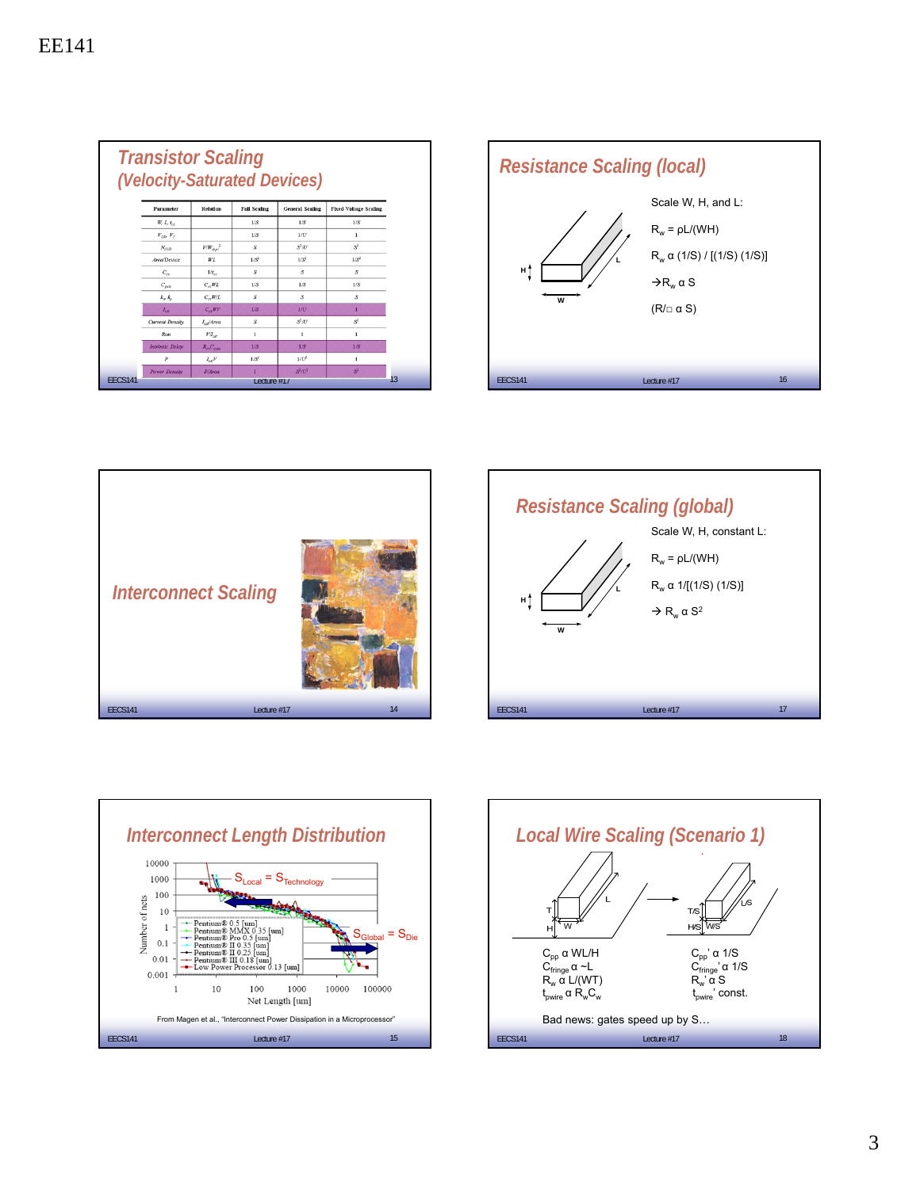# Transistor Scaling (Velocity-Saturated Devices)

| Parameter | Relation | Full Scaling | General Scaling | Fixed-Voltage Scaling |
|---|---|---|---|---|
| $W, L, t_{ox}$ | | $1/S$ | $1/S$ | $1/S$ |
| $V_{DD}, V_T$ | | $1/S$ | $1/U$ | $1$ |
| $N_{SUB}$ | $V/W_{dep}^2$ | $S$ | $S^2/U$ | $S^2$ |
| Area/Device | $WL$ | $1/S^2$ | $1/S^2$ | $1/S^2$ |
| $C_{ox}$ | $1/t_{ox}$ | $S$ | $S$ | $S$ |
| $C_{gate}$ | $C_{ox}WL$ | $1/S$ | $1/S$ | $1/S$ |
| $k_n, k_p$ | $C_{ox}W/L$ | $S$ | $S$ | $S$ |
| $I_{sat}$ | $C_{ox}WV$ | $1/S$ | $1/U$ | $1$ |
| Current Density | $I_{sat}/Area$ | $S$ | $S^2/U$ | $S^2$ |
| $R_{on}$ | $V/I_{sat}$ | $1$ | $1$ | $1$ |
| Intrinsic Delay | $R_{on}C_{gate}$ | $1/S$ | $1/S$ | $1/S$ |
| $P$ | $I_{sat}V$ | $1/S^2$ | $1/U^2$ | $1$ |
| Power Density | $P/Area$ | $1$ | $S^2/U^2$ | $S^2$ |

# Interconnect Scaling

# Interconnect Length Distribution

(Plot: Number of nets vs. Net Length [um]; annotations: $S_{Local} = S_{Technology}$, $S_{Global} = S_{Die}$; legend: Pentium® 0.5 [um], Pentium® MMX 0.35 [um], Pentium® Pro 0.5 [um], Pentium® II 0.35 [um], Pentium® II 0.25 [um], Pentium® III 0.18 [um], Low Power Processor 0.13 [um])

From Magen et al., "Interconnect Power Dissipation in a Microprocessor"

# Resistance Scaling (local)

Scale W, H, and L:

$R_w = \rho L/(WH)$

$R_w \propto (1/S) / [(1/S)(1/S)]$

$\rightarrow R_w \propto S$

($R/\square \propto S$)

# Resistance Scaling (global)

Scale W, H, constant L:

$R_w = \rho L/(WH)$

$R_w \propto 1/[(1/S)(1/S)]$

$\rightarrow R_w \propto S^2$

# Local Wire Scaling (Scenario 1)

$C_{pp} \propto WL/H$

$C_{fringe} \propto \sim L$

$R_w \propto L/(WT)$

$t_{pwire} \propto R_w C_w$

$C_{pp}' \propto 1/S$

$C_{fringe}' \propto 1/S$

$R_w' \propto S$

$t_{pwire}'$ const.

Bad news: gates speed up by S…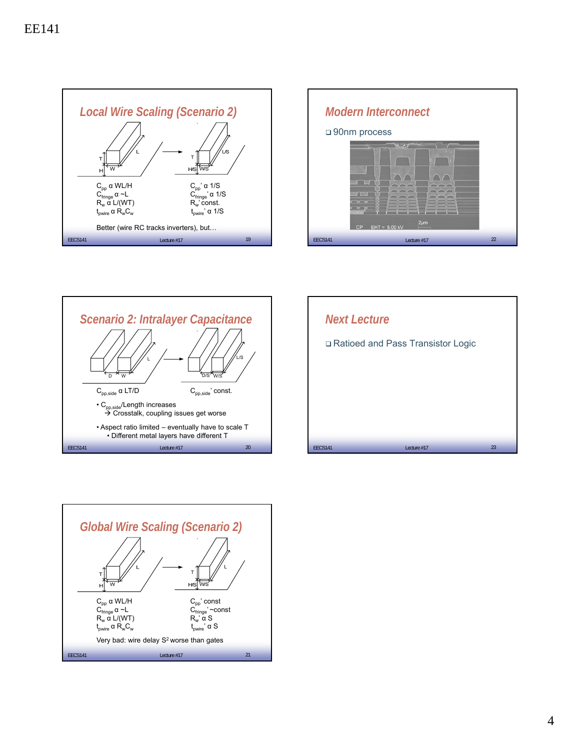## Local Wire Scaling (Scenario 2)

$C_{pp} \propto WL/H$
$C_{fringe} \propto \sim L$
$R_w \propto L/(WT)$
$t_{pwire} \propto R_w C_w$

$C_{pp}' \propto 1/S$
$C_{fringe}' \propto 1/S$
$R_w'$ const.
$t_{pwire}' \propto 1/S$

Better (wire RC tracks inverters), but…

## Scenario 2: Intralayer Capacitance

$C_{pp,side} \propto LT/D$

$C_{pp,side}'$ const.

- $C_{pp,side}$/Length increases
  → Crosstalk, coupling issues get worse
- Aspect ratio limited – eventually have to scale T
  - Different metal layers have different T

## Global Wire Scaling (Scenario 2)

$C_{pp} \propto WL/H$
$C_{fringe} \propto \sim L$
$R_w \propto L/(WT)$
$t_{pwire} \propto R_w C_w$

$C_{pp}'$ const
$C_{fringe}'$ ~const
$R_w' \propto S$
$t_{pwire}' \propto S$

Very bad: wire delay $S^2$ worse than gates

## Modern Interconnect

- 90nm process

## Next Lecture

- Ratioed and Pass Transistor Logic